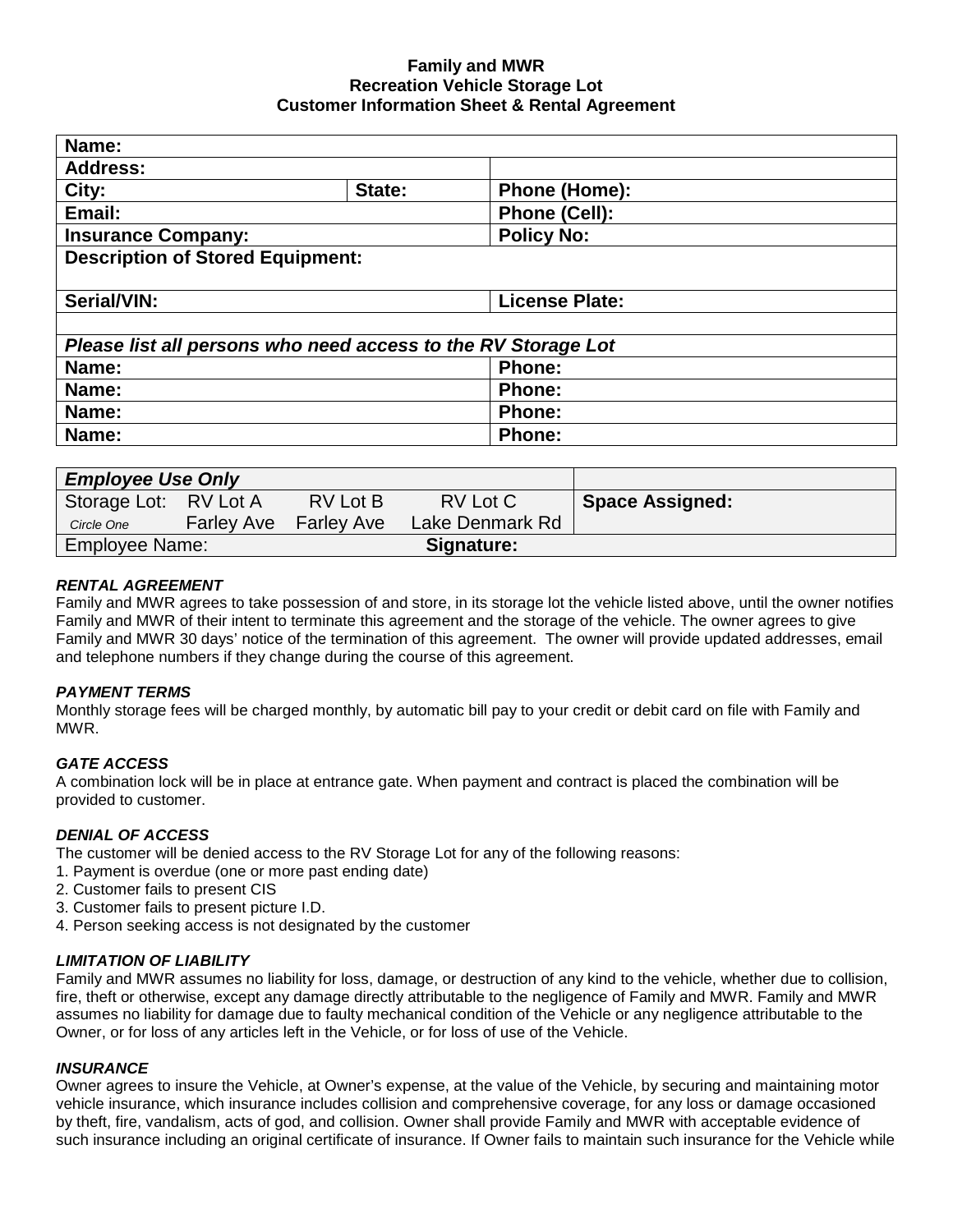**Family and MWR**
**Recreation Vehicle Storage Lot**
**Customer Information Sheet & Rental Agreement**

| **Name:** | | |
|---|---|---|
| **Address:** | | |
| **City:** | **State:** | **Phone (Home):** |
| **Email:** | | **Phone (Cell):** |
| **Insurance Company:** | | **Policy No:** |
| **Description of Stored Equipment:** | | |
| **Serial/VIN:** | | **License Plate:** |
| | | |
| ***Please list all persons who need access to the RV Storage Lot*** | | |
| **Name:** | | **Phone:** |
| **Name:** | | **Phone:** |
| **Name:** | | **Phone:** |
| **Name:** | | **Phone:** |

| ***Employee Use Only*** | | | | |
|---|---|---|---|---|
| Storage Lot: *Circle One* | RV Lot A Farley Ave | RV Lot B Farley Ave | RV Lot C Lake Denmark Rd | **Space Assigned:** |
| Employee Name: | | **Signature:** | | |

***RENTAL AGREEMENT***
Family and MWR agrees to take possession of and store, in its storage lot the vehicle listed above, until the owner notifies Family and MWR of their intent to terminate this agreement and the storage of the vehicle. The owner agrees to give Family and MWR 30 days' notice of the termination of this agreement. The owner will provide updated addresses, email and telephone numbers if they change during the course of this agreement.

***PAYMENT TERMS***
Monthly storage fees will be charged monthly, by automatic bill pay to your credit or debit card on file with Family and MWR.

***GATE ACCESS***
A combination lock will be in place at entrance gate. When payment and contract is placed the combination will be provided to customer.

***DENIAL OF ACCESS***
The customer will be denied access to the RV Storage Lot for any of the following reasons:
1. Payment is overdue (one or more past ending date)
2. Customer fails to present CIS
3. Customer fails to present picture I.D.
4. Person seeking access is not designated by the customer

***LIMITATION OF LIABILITY***
Family and MWR assumes no liability for loss, damage, or destruction of any kind to the vehicle, whether due to collision, fire, theft or otherwise, except any damage directly attributable to the negligence of Family and MWR. Family and MWR assumes no liability for damage due to faulty mechanical condition of the Vehicle or any negligence attributable to the Owner, or for loss of any articles left in the Vehicle, or for loss of use of the Vehicle.

***INSURANCE***
Owner agrees to insure the Vehicle, at Owner's expense, at the value of the Vehicle, by securing and maintaining motor vehicle insurance, which insurance includes collision and comprehensive coverage, for any loss or damage occasioned by theft, fire, vandalism, acts of god, and collision. Owner shall provide Family and MWR with acceptable evidence of such insurance including an original certificate of insurance. If Owner fails to maintain such insurance for the Vehicle while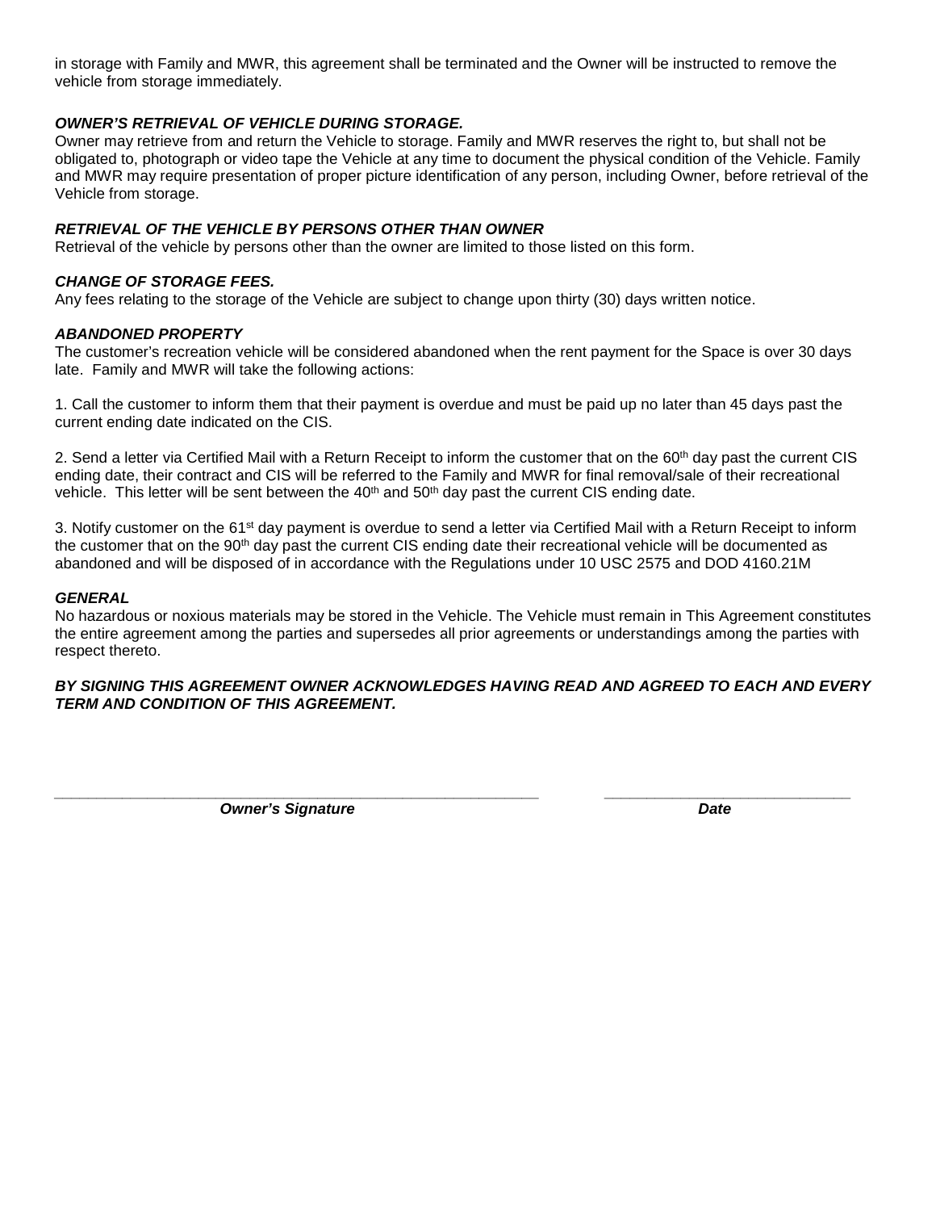in storage with Family and MWR, this agreement shall be terminated and the Owner will be instructed to remove the vehicle from storage immediately.

***OWNER'S RETRIEVAL OF VEHICLE DURING STORAGE.***

Owner may retrieve from and return the Vehicle to storage. Family and MWR reserves the right to, but shall not be obligated to, photograph or video tape the Vehicle at any time to document the physical condition of the Vehicle. Family and MWR may require presentation of proper picture identification of any person, including Owner, before retrieval of the Vehicle from storage.

***RETRIEVAL OF THE VEHICLE BY PERSONS OTHER THAN OWNER***

Retrieval of the vehicle by persons other than the owner are limited to those listed on this form.

***CHANGE OF STORAGE FEES.***

Any fees relating to the storage of the Vehicle are subject to change upon thirty (30) days written notice.

***ABANDONED PROPERTY***

The customer's recreation vehicle will be considered abandoned when the rent payment for the Space is over 30 days late. Family and MWR will take the following actions:

1. Call the customer to inform them that their payment is overdue and must be paid up no later than 45 days past the current ending date indicated on the CIS.

2. Send a letter via Certified Mail with a Return Receipt to inform the customer that on the 60th day past the current CIS ending date, their contract and CIS will be referred to the Family and MWR for final removal/sale of their recreational vehicle. This letter will be sent between the 40th and 50th day past the current CIS ending date.

3. Notify customer on the 61st day payment is overdue to send a letter via Certified Mail with a Return Receipt to inform the customer that on the 90th day past the current CIS ending date their recreational vehicle will be documented as abandoned and will be disposed of in accordance with the Regulations under 10 USC 2575 and DOD 4160.21M

***GENERAL***

No hazardous or noxious materials may be stored in the Vehicle. The Vehicle must remain in This Agreement constitutes the entire agreement among the parties and supersedes all prior agreements or understandings among the parties with respect thereto.

***BY SIGNING THIS AGREEMENT OWNER ACKNOWLEDGES HAVING READ AND AGREED TO EACH AND EVERY TERM AND CONDITION OF THIS AGREEMENT.***

_______________________________________________ ______________________

***Owner's Signature*** ***Date***